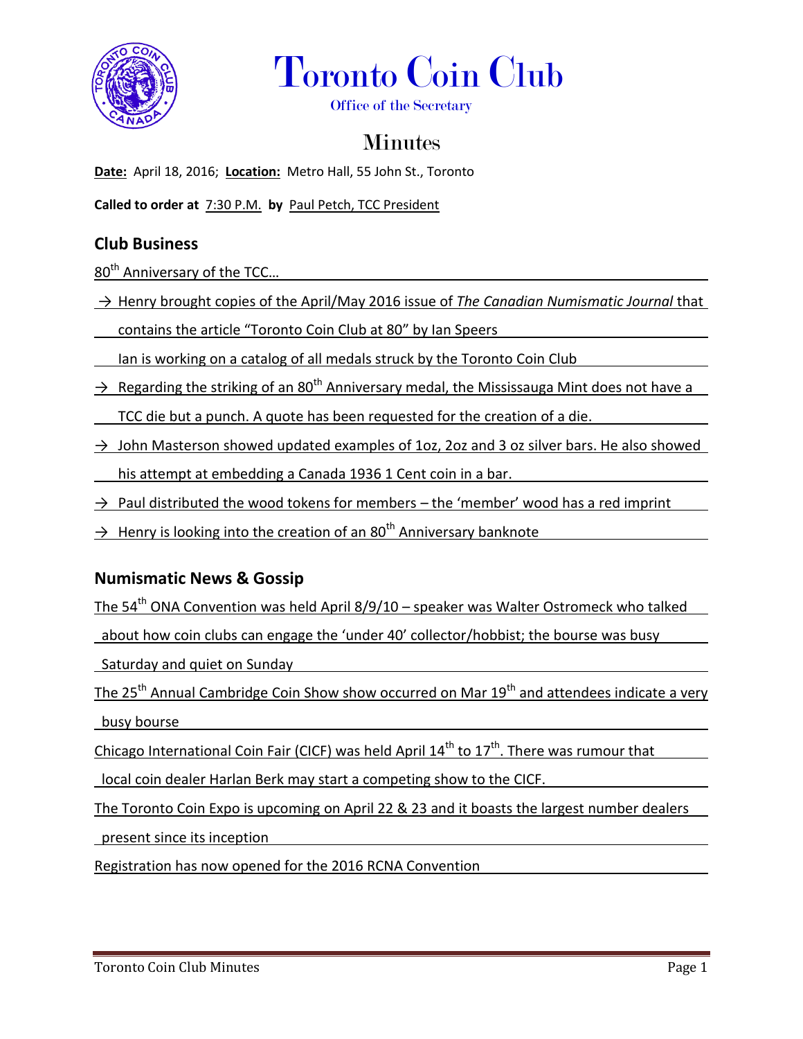# Toronto Coin Club

Office of the Secretary

## Minutes

**Date:** April 18, 2016; **Location:** Metro Hall, 55 John St., Toronto

**Called to order at** 7:30 P.M. **by** Paul Petch, TCC President

## Club Business

80th Anniversary of the TCC…

→ Henry brought copies of the April/May 2016 issue of *The Canadian Numismatic Journal* that contains the article "Toronto Coin Club at 80" by Ian Speers

Ian is working on a catalog of all medals struck by the Toronto Coin Club

→ Regarding the striking of an 80th Anniversary medal, the Mississauga Mint does not have a TCC die but a punch. A quote has been requested for the creation of a die.

→ John Masterson showed updated examples of 1oz, 2oz and 3 oz silver bars. He also showed his attempt at embedding a Canada 1936 1 Cent coin in a bar.

→ Paul distributed the wood tokens for members – the 'member' wood has a red imprint

→ Henry is looking into the creation of an 80th Anniversary banknote

## Numismatic News & Gossip

The 54th ONA Convention was held April 8/9/10 – speaker was Walter Ostromeck who talked about how coin clubs can engage the 'under 40' collector/hobbist; the bourse was busy Saturday and quiet on Sunday

The 25th Annual Cambridge Coin Show show occurred on Mar 19th and attendees indicate a very busy bourse

Chicago International Coin Fair (CICF) was held April 14th to 17th. There was rumour that local coin dealer Harlan Berk may start a competing show to the CICF.

The Toronto Coin Expo is upcoming on April 22 & 23 and it boasts the largest number dealers present since its inception

Registration has now opened for the 2016 RCNA Convention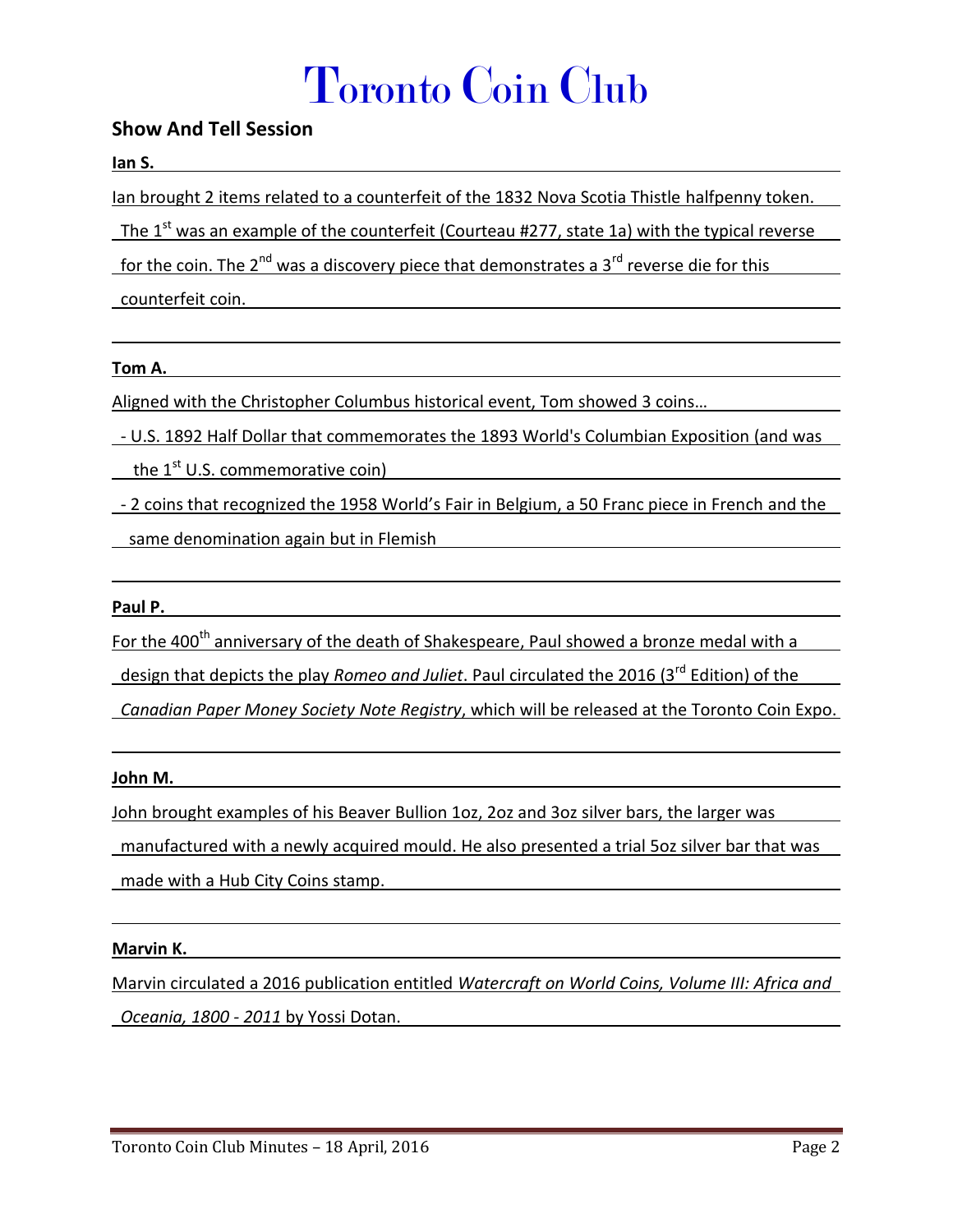# Toronto Coin Club

## Show And Tell Session

**Ian S.**

Ian brought 2 items related to a counterfeit of the 1832 Nova Scotia Thistle halfpenny token. The 1st was an example of the counterfeit (Courteau #277, state 1a) with the typical reverse for the coin. The 2nd was a discovery piece that demonstrates a 3rd reverse die for this counterfeit coin.

**Tom A.**

Aligned with the Christopher Columbus historical event, Tom showed 3 coins…

- U.S. 1892 Half Dollar that commemorates the 1893 World's Columbian Exposition (and was the 1st U.S. commemorative coin)
- 2 coins that recognized the 1958 World's Fair in Belgium, a 50 Franc piece in French and the same denomination again but in Flemish

**Paul P.**

For the 400th anniversary of the death of Shakespeare, Paul showed a bronze medal with a design that depicts the play *Romeo and Juliet*. Paul circulated the 2016 (3rd Edition) of the *Canadian Paper Money Society Note Registry*, which will be released at the Toronto Coin Expo.

**John M.**

John brought examples of his Beaver Bullion 1oz, 2oz and 3oz silver bars, the larger was manufactured with a newly acquired mould. He also presented a trial 5oz silver bar that was made with a Hub City Coins stamp.

**Marvin K.**

Marvin circulated a 2016 publication entitled *Watercraft on World Coins, Volume III: Africa and Oceania, 1800 - 2011* by Yossi Dotan.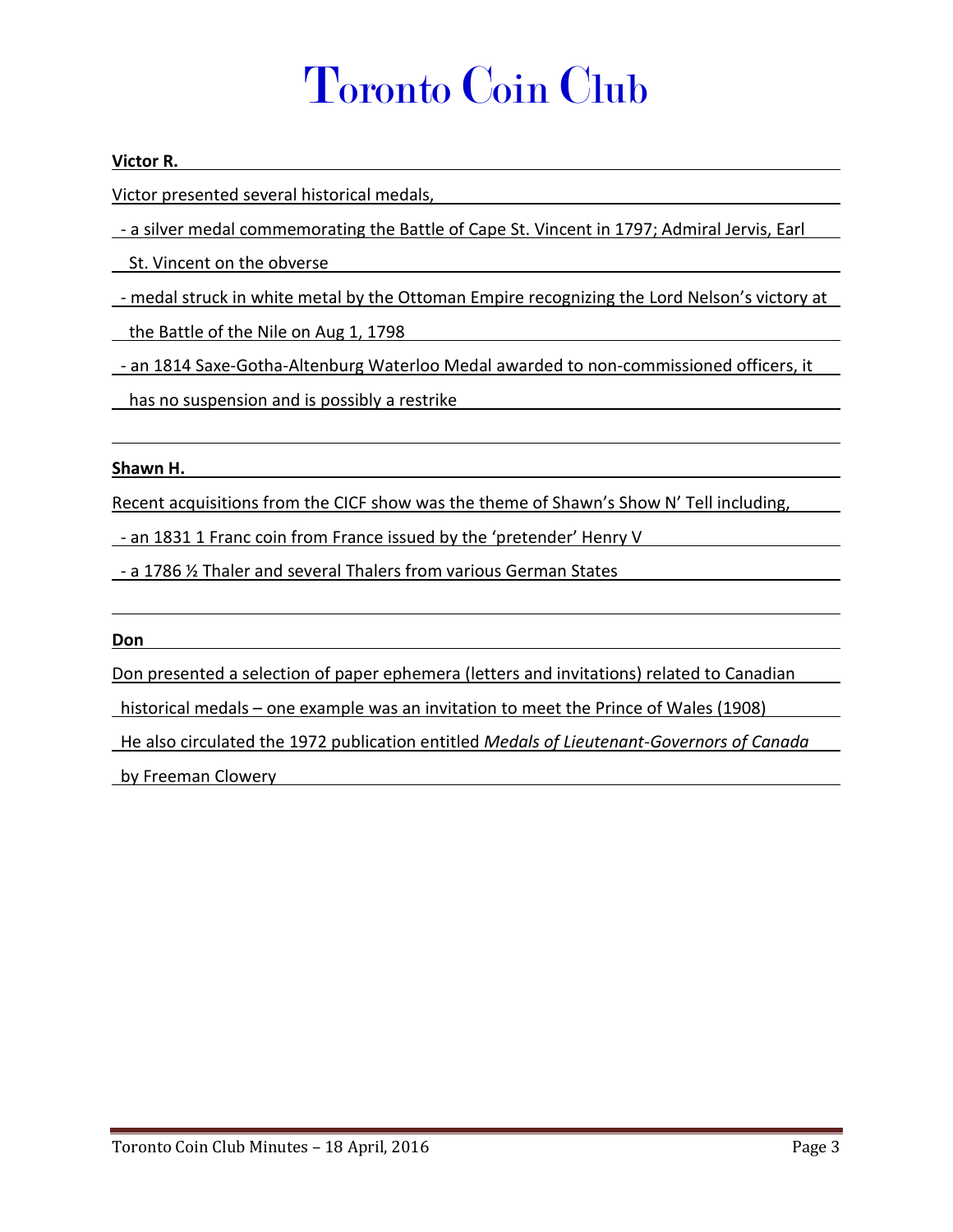# Toronto Coin Club

**Victor R.**

Victor presented several historical medals,

- a silver medal commemorating the Battle of Cape St. Vincent in 1797; Admiral Jervis, Earl St. Vincent on the obverse
- medal struck in white metal by the Ottoman Empire recognizing the Lord Nelson's victory at the Battle of the Nile on Aug 1, 1798
- an 1814 Saxe-Gotha-Altenburg Waterloo Medal awarded to non-commissioned officers, it has no suspension and is possibly a restrike

**Shawn H.**

Recent acquisitions from the CICF show was the theme of Shawn's Show N' Tell including,

- an 1831 1 Franc coin from France issued by the 'pretender' Henry V
- a 1786 ½ Thaler and several Thalers from various German States

**Don**

Don presented a selection of paper ephemera (letters and invitations) related to Canadian historical medals – one example was an invitation to meet the Prince of Wales (1908)

He also circulated the 1972 publication entitled *Medals of Lieutenant-Governors of Canada* by Freeman Clowery